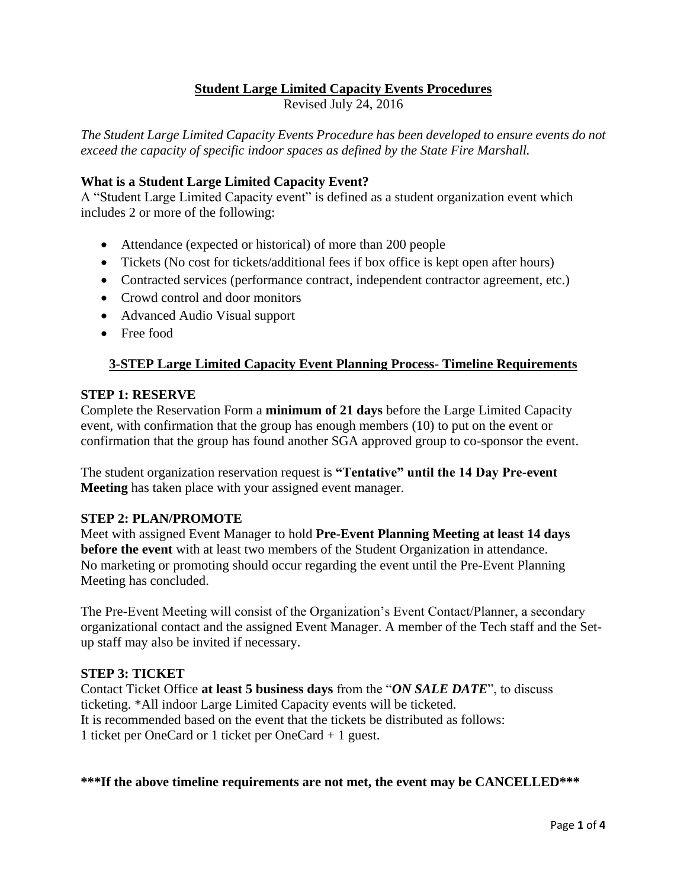# Student Large Limited Capacity Events Procedures

Revised July 24, 2016

*The Student Large Limited Capacity Events Procedure has been developed to ensure events do not exceed the capacity of specific indoor spaces as defined by the State Fire Marshall.*

### What is a Student Large Limited Capacity Event?

A "Student Large Limited Capacity event" is defined as a student organization event which includes 2 or more of the following:

- Attendance (expected or historical) of more than 200 people
- Tickets (No cost for tickets/additional fees if box office is kept open after hours)
- Contracted services (performance contract, independent contractor agreement, etc.)
- Crowd control and door monitors
- Advanced Audio Visual support
- Free food

## 3-STEP Large Limited Capacity Event Planning Process- Timeline Requirements

### STEP 1: RESERVE

Complete the Reservation Form a **minimum of 21 days** before the Large Limited Capacity event, with confirmation that the group has enough members (10) to put on the event or confirmation that the group has found another SGA approved group to co-sponsor the event.

The student organization reservation request is **"Tentative" until the 14 Day Pre-event Meeting** has taken place with your assigned event manager.

### STEP 2: PLAN/PROMOTE

Meet with assigned Event Manager to hold **Pre-Event Planning Meeting at least 14 days before the event** with at least two members of the Student Organization in attendance. No marketing or promoting should occur regarding the event until the Pre-Event Planning Meeting has concluded.

The Pre-Event Meeting will consist of the Organization's Event Contact/Planner, a secondary organizational contact and the assigned Event Manager. A member of the Tech staff and the Set-up staff may also be invited if necessary.

### STEP 3: TICKET

Contact Ticket Office **at least 5 business days** from the "***ON SALE DATE***", to discuss ticketing. *All indoor Large Limited Capacity events will be ticketed.
It is recommended based on the event that the tickets be distributed as follows:
1 ticket per OneCard or 1 ticket per OneCard + 1 guest.

**\*\*\*If the above timeline requirements are not met, the event may be CANCELLED\*\*\***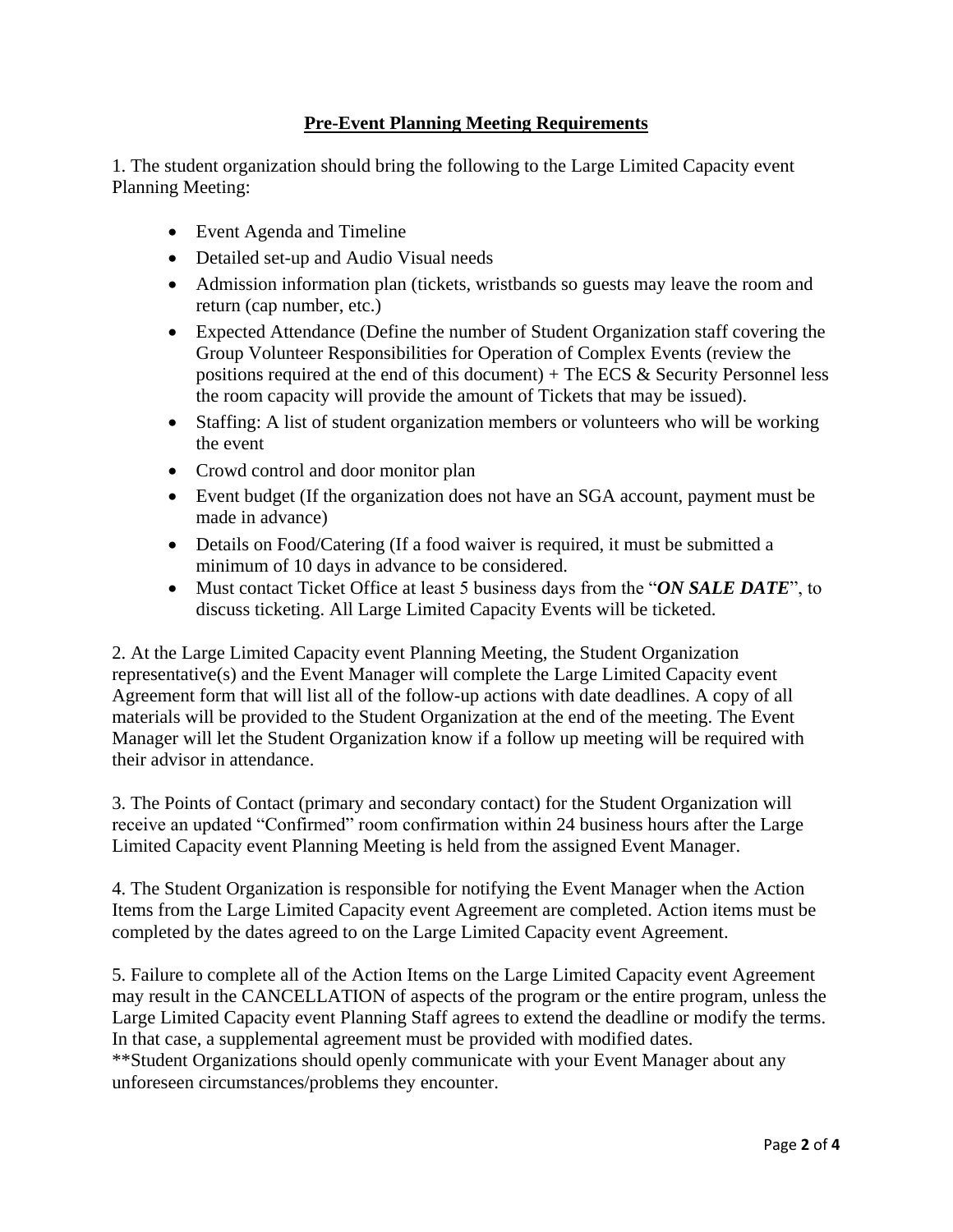## **Pre-Event Planning Meeting Requirements**

1. The student organization should bring the following to the Large Limited Capacity event Planning Meeting:

- Event Agenda and Timeline
- Detailed set-up and Audio Visual needs
- Admission information plan (tickets, wristbands so guests may leave the room and return (cap number, etc.)
- Expected Attendance (Define the number of Student Organization staff covering the Group Volunteer Responsibilities for Operation of Complex Events (review the positions required at the end of this document) + The ECS & Security Personnel less the room capacity will provide the amount of Tickets that may be issued).
- Staffing: A list of student organization members or volunteers who will be working the event
- Crowd control and door monitor plan
- Event budget (If the organization does not have an SGA account, payment must be made in advance)
- Details on Food/Catering (If a food waiver is required, it must be submitted a minimum of 10 days in advance to be considered.
- Must contact Ticket Office at least 5 business days from the "***ON SALE DATE***", to discuss ticketing. All Large Limited Capacity Events will be ticketed.

2. At the Large Limited Capacity event Planning Meeting, the Student Organization representative(s) and the Event Manager will complete the Large Limited Capacity event Agreement form that will list all of the follow-up actions with date deadlines. A copy of all materials will be provided to the Student Organization at the end of the meeting. The Event Manager will let the Student Organization know if a follow up meeting will be required with their advisor in attendance.

3. The Points of Contact (primary and secondary contact) for the Student Organization will receive an updated "Confirmed" room confirmation within 24 business hours after the Large Limited Capacity event Planning Meeting is held from the assigned Event Manager.

4. The Student Organization is responsible for notifying the Event Manager when the Action Items from the Large Limited Capacity event Agreement are completed. Action items must be completed by the dates agreed to on the Large Limited Capacity event Agreement.

5. Failure to complete all of the Action Items on the Large Limited Capacity event Agreement may result in the CANCELLATION of aspects of the program or the entire program, unless the Large Limited Capacity event Planning Staff agrees to extend the deadline or modify the terms. In that case, a supplemental agreement must be provided with modified dates.
**Student Organizations should openly communicate with your Event Manager about any unforeseen circumstances/problems they encounter.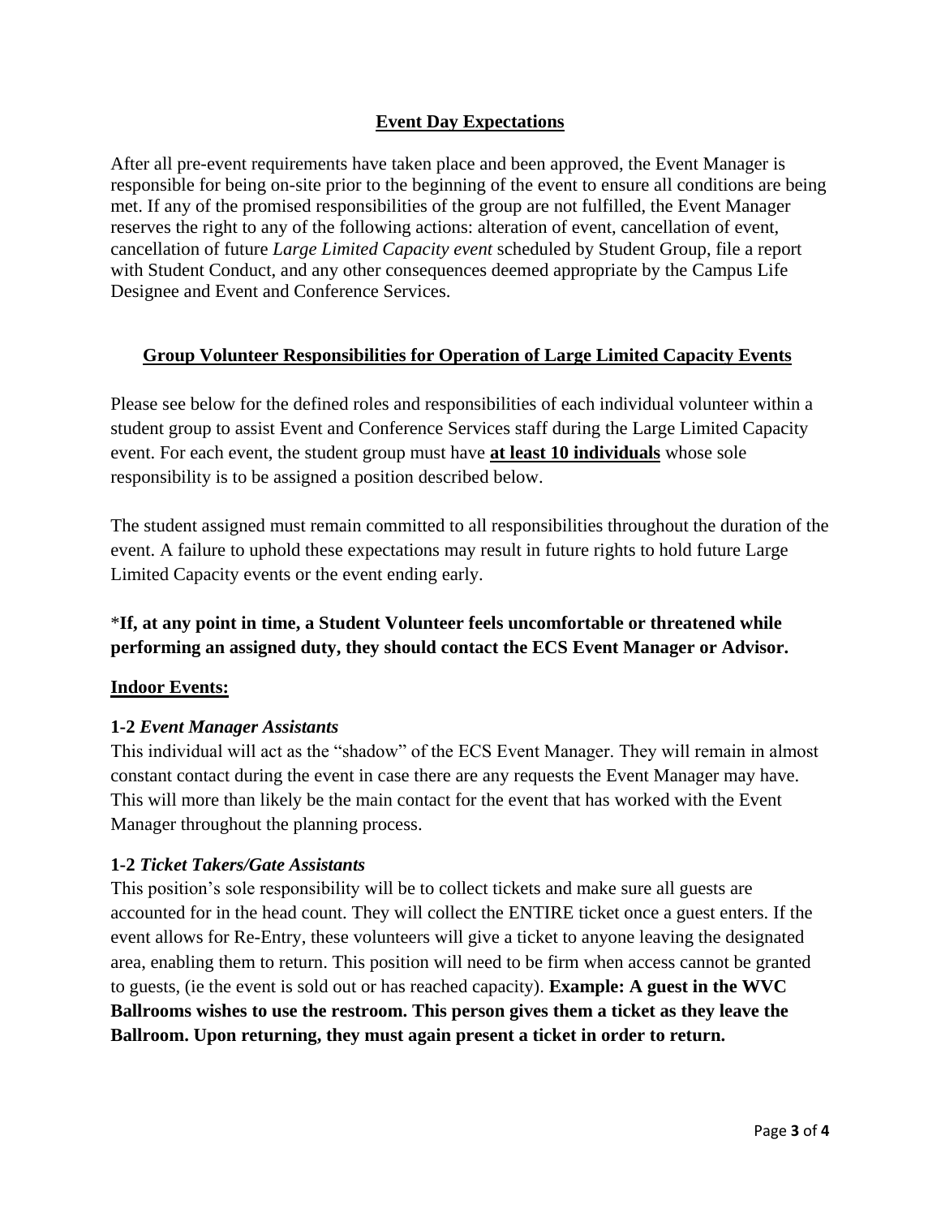## Event Day Expectations

After all pre-event requirements have taken place and been approved, the Event Manager is responsible for being on-site prior to the beginning of the event to ensure all conditions are being met. If any of the promised responsibilities of the group are not fulfilled, the Event Manager reserves the right to any of the following actions: alteration of event, cancellation of event, cancellation of future *Large Limited Capacity event* scheduled by Student Group, file a report with Student Conduct, and any other consequences deemed appropriate by the Campus Life Designee and Event and Conference Services.

## Group Volunteer Responsibilities for Operation of Large Limited Capacity Events

Please see below for the defined roles and responsibilities of each individual volunteer within a student group to assist Event and Conference Services staff during the Large Limited Capacity event. For each event, the student group must have **at least 10 individuals** whose sole responsibility is to be assigned a position described below.

The student assigned must remain committed to all responsibilities throughout the duration of the event. A failure to uphold these expectations may result in future rights to hold future Large Limited Capacity events or the event ending early.

*__If, at any point in time, a Student Volunteer feels uncomfortable or threatened while performing an assigned duty, they should contact the ECS Event Manager or Advisor.__

### Indoor Events:

**1-2** ***Event Manager Assistants***
This individual will act as the "shadow" of the ECS Event Manager. They will remain in almost constant contact during the event in case there are any requests the Event Manager may have. This will more than likely be the main contact for the event that has worked with the Event Manager throughout the planning process.

**1-2** ***Ticket Takers/Gate Assistants***
This position's sole responsibility will be to collect tickets and make sure all guests are accounted for in the head count. They will collect the ENTIRE ticket once a guest enters. If the event allows for Re-Entry, these volunteers will give a ticket to anyone leaving the designated area, enabling them to return. This position will need to be firm when access cannot be granted to guests, (ie the event is sold out or has reached capacity). **Example: A guest in the WVC Ballrooms wishes to use the restroom. This person gives them a ticket as they leave the Ballroom. Upon returning, they must again present a ticket in order to return.**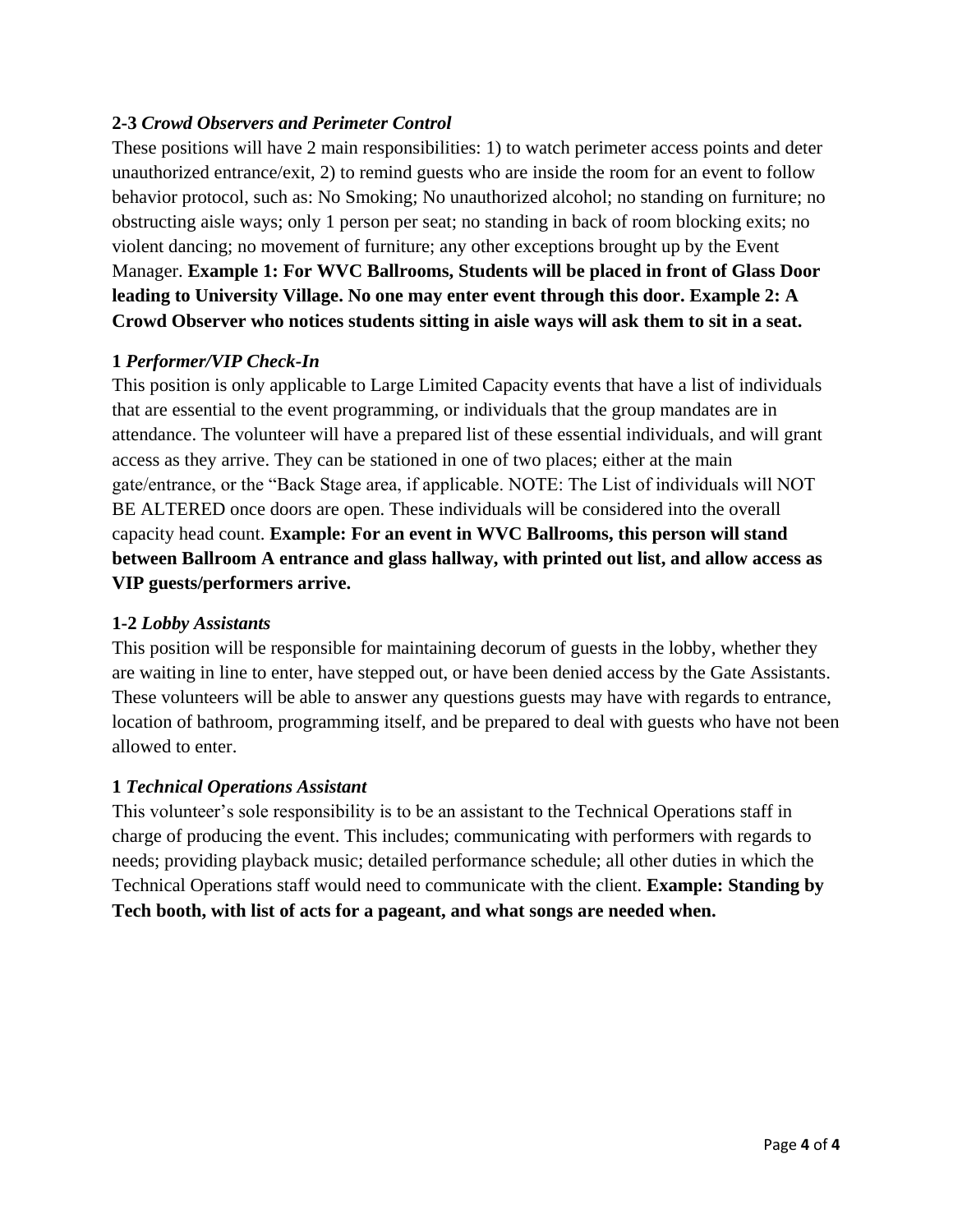**2-3** ***Crowd Observers and Perimeter Control***

These positions will have 2 main responsibilities: 1) to watch perimeter access points and deter unauthorized entrance/exit, 2) to remind guests who are inside the room for an event to follow behavior protocol, such as: No Smoking; No unauthorized alcohol; no standing on furniture; no obstructing aisle ways; only 1 person per seat; no standing in back of room blocking exits; no violent dancing; no movement of furniture; any other exceptions brought up by the Event Manager. **Example 1: For WVC Ballrooms, Students will be placed in front of Glass Door leading to University Village. No one may enter event through this door. Example 2: A Crowd Observer who notices students sitting in aisle ways will ask them to sit in a seat.**

**1** ***Performer/VIP Check-In***

This position is only applicable to Large Limited Capacity events that have a list of individuals that are essential to the event programming, or individuals that the group mandates are in attendance. The volunteer will have a prepared list of these essential individuals, and will grant access as they arrive. They can be stationed in one of two places; either at the main gate/entrance, or the "Back Stage area, if applicable. NOTE: The List of individuals will NOT BE ALTERED once doors are open. These individuals will be considered into the overall capacity head count. **Example: For an event in WVC Ballrooms, this person will stand between Ballroom A entrance and glass hallway, with printed out list, and allow access as VIP guests/performers arrive.**

**1-2** ***Lobby Assistants***

This position will be responsible for maintaining decorum of guests in the lobby, whether they are waiting in line to enter, have stepped out, or have been denied access by the Gate Assistants. These volunteers will be able to answer any questions guests may have with regards to entrance, location of bathroom, programming itself, and be prepared to deal with guests who have not been allowed to enter.

**1** ***Technical Operations Assistant***

This volunteer's sole responsibility is to be an assistant to the Technical Operations staff in charge of producing the event. This includes; communicating with performers with regards to needs; providing playback music; detailed performance schedule; all other duties in which the Technical Operations staff would need to communicate with the client. **Example: Standing by Tech booth, with list of acts for a pageant, and what songs are needed when.**